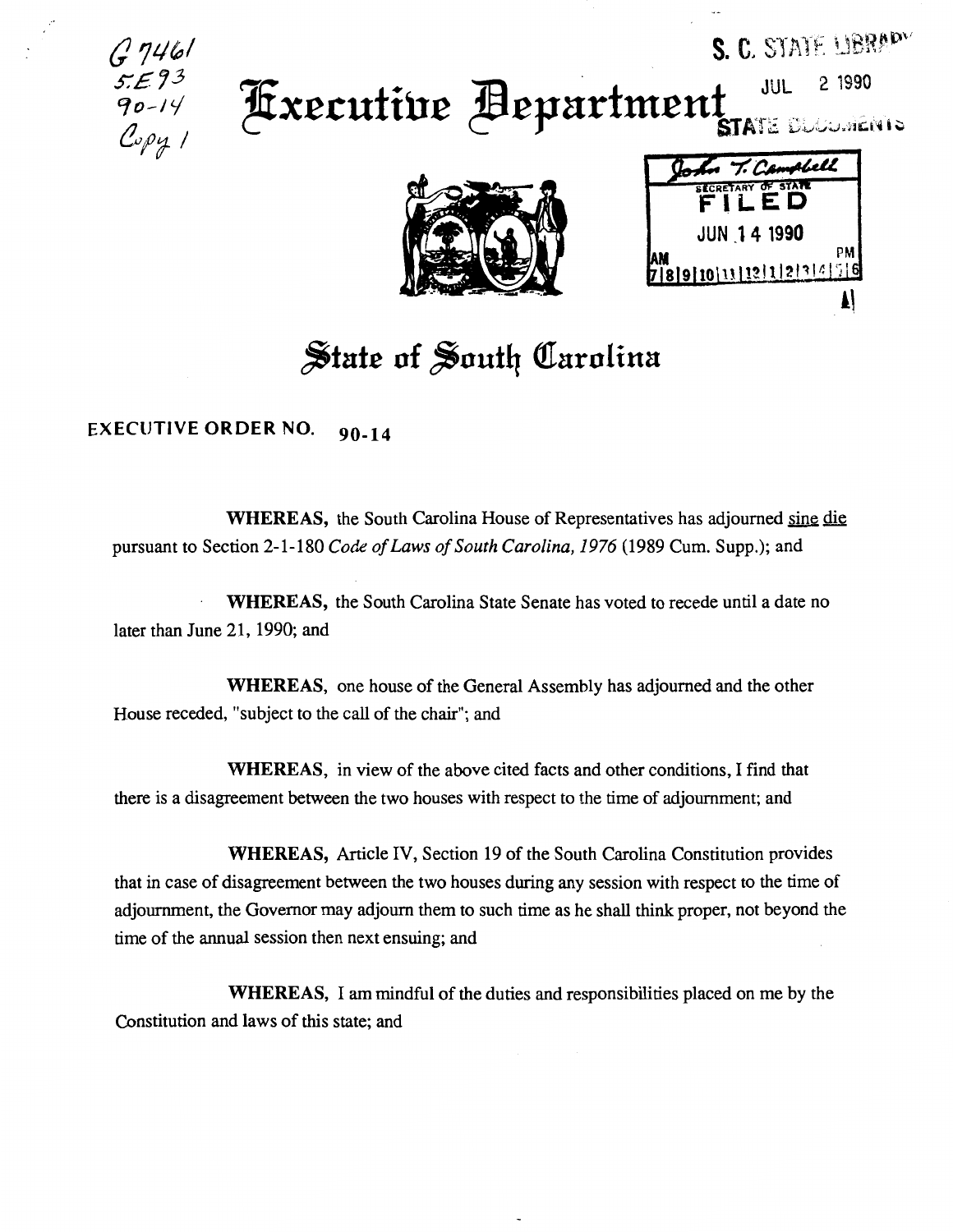G 7461
5.E 93
90-14
Copy 1

S. C. STATE LIBRARY
JUL 2 1990
STATE DOCUMENTS

# Executive Department

John T. Campbell
SECRETARY OF STATE
FILED
JUN 14 1990
AM PM
7|8|9|10|11|12|1|2|3|4|5|6

## State of South Carolina

**EXECUTIVE ORDER NO. 90-14**

**WHEREAS,** the South Carolina House of Representatives has adjourned sine die pursuant to Section 2-1-180 *Code of Laws of South Carolina, 1976* (1989 Cum. Supp.); and

**WHEREAS,** the South Carolina State Senate has voted to recede until a date no later than June 21, 1990; and

**WHEREAS,** one house of the General Assembly has adjourned and the other House receded, "subject to the call of the chair"; and

**WHEREAS,** in view of the above cited facts and other conditions, I find that there is a disagreement between the two houses with respect to the time of adjournment; and

**WHEREAS,** Article IV, Section 19 of the South Carolina Constitution provides that in case of disagreement between the two houses during any session with respect to the time of adjournment, the Governor may adjourn them to such time as he shall think proper, not beyond the time of the annual session then next ensuing; and

**WHEREAS,** I am mindful of the duties and responsibilities placed on me by the Constitution and laws of this state; and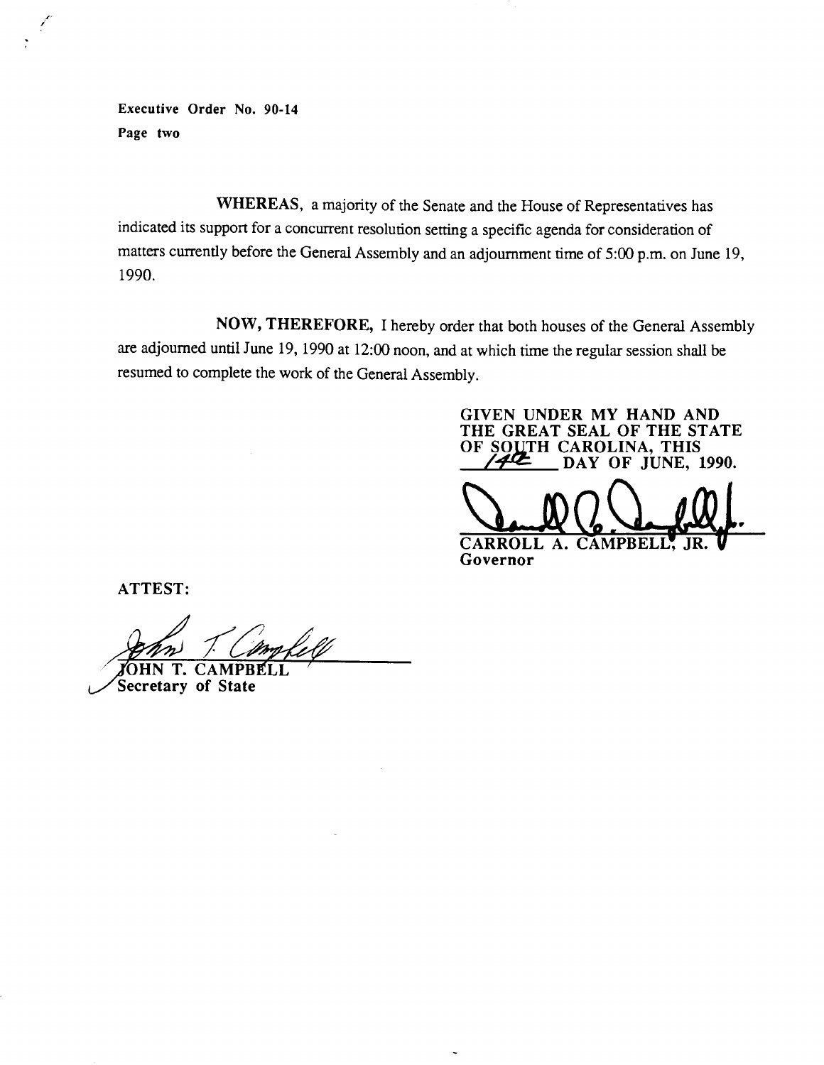Executive Order No. 90-14
Page two

**WHEREAS**, a majority of the Senate and the House of Representatives has indicated its support for a concurrent resolution setting a specific agenda for consideration of matters currently before the General Assembly and an adjournment time of 5:00 p.m. on June 19, 1990.

**NOW, THEREFORE,** I hereby order that both houses of the General Assembly are adjourned until June 19, 1990 at 12:00 noon, and at which time the regular session shall be resumed to complete the work of the General Assembly.

**GIVEN UNDER MY HAND AND THE GREAT SEAL OF THE STATE OF SOUTH CAROLINA, THIS 14th DAY OF JUNE, 1990.**

**CARROLL A. CAMPBELL, JR.**
**Governor**

**ATTEST:**

**JOHN T. CAMPBELL**
**Secretary of State**